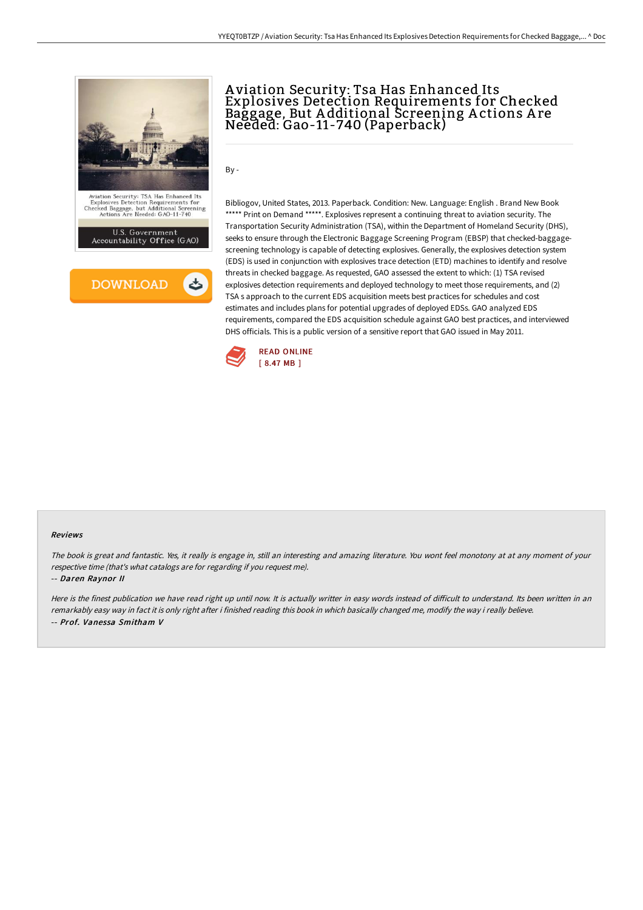# Aviation Security: Tsa Has Enhanced Its Explosives Detection Requirements for Checked Baggage, But Additional Screening Actions Are Needed: Gao-11-740 (Paperback)

By -

Bibliogov, United States, 2013. Paperback. Condition: New. Language: English . Brand New Book ***** Print on Demand *****. Explosives represent a continuing threat to aviation security. The Transportation Security Administration (TSA), within the Department of Homeland Security (DHS), seeks to ensure through the Electronic Baggage Screening Program (EBSP) that checked-baggage-screening technology is capable of detecting explosives. Generally, the explosives detection system (EDS) is used in conjunction with explosives trace detection (ETD) machines to identify and resolve threats in checked baggage. As requested, GAO assessed the extent to which: (1) TSA revised explosives detection requirements and deployed technology to meet those requirements, and (2) TSA s approach to the current EDS acquisition meets best practices for schedules and cost estimates and includes plans for potential upgrades of deployed EDSs. GAO analyzed EDS requirements, compared the EDS acquisition schedule against GAO best practices, and interviewed DHS officials. This is a public version of a sensitive report that GAO issued in May 2011.

READ ONLINE
[ 8.47 MB ]

#### Reviews

*The book is great and fantastic. Yes, it really is engage in, still an interesting and amazing literature. You wont feel monotony at at any moment of your respective time (that's what catalogs are for regarding if you request me).*

-- *Daren Raynor II*

*Here is the finest publication we have read right up until now. It is actually writter in easy words instead of difficult to understand. Its been written in an remarkably easy way in fact it is only right after i finished reading this book in which basically changed me, modify the way i really believe.*

-- *Prof. Vanessa Smitham V*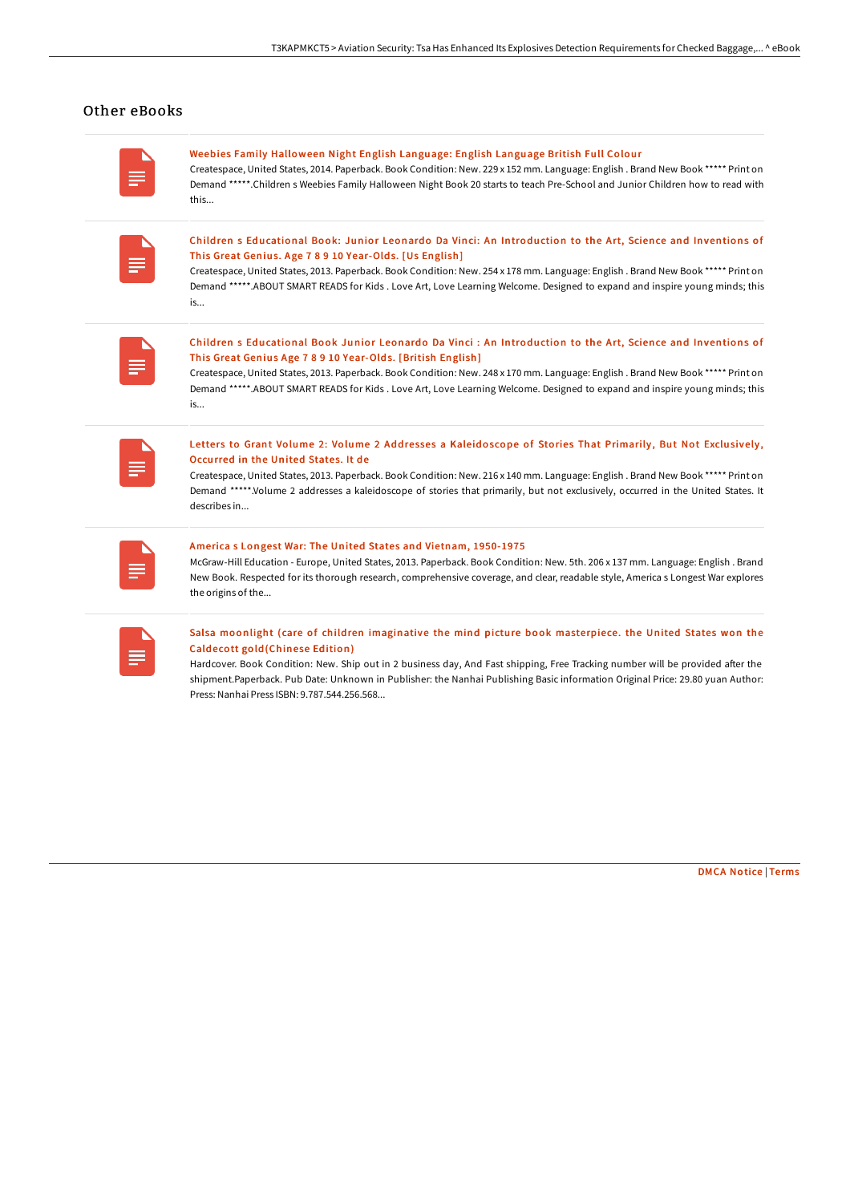## Other eBooks

### Weebies Family Halloween Night English Language: English Language British Full Colour

Createspace, United States, 2014. Paperback. Book Condition: New. 229 x 152 mm. Language: English . Brand New Book ***** Print on Demand *****.Children s Weebies Family Halloween Night Book 20 starts to teach Pre-School and Junior Children how to read with this...

### Children s Educational Book: Junior Leonardo Da Vinci: An Introduction to the Art, Science and Inventions of This Great Genius. Age 7 8 9 10 Year-Olds. [Us English]

Createspace, United States, 2013. Paperback. Book Condition: New. 254 x 178 mm. Language: English . Brand New Book ***** Print on Demand *****.ABOUT SMART READS for Kids . Love Art, Love Learning Welcome. Designed to expand and inspire young minds; this is...

### Children s Educational Book Junior Leonardo Da Vinci : An Introduction to the Art, Science and Inventions of This Great Genius Age 7 8 9 10 Year-Olds. [British English]

Createspace, United States, 2013. Paperback. Book Condition: New. 248 x 170 mm. Language: English . Brand New Book ***** Print on Demand *****.ABOUT SMART READS for Kids . Love Art, Love Learning Welcome. Designed to expand and inspire young minds; this is...

### Letters to Grant Volume 2: Volume 2 Addresses a Kaleidoscope of Stories That Primarily, But Not Exclusively, Occurred in the United States. It de

Createspace, United States, 2013. Paperback. Book Condition: New. 216 x 140 mm. Language: English . Brand New Book ***** Print on Demand *****.Volume 2 addresses a kaleidoscope of stories that primarily, but not exclusively, occurred in the United States. It describes in...

### America s Longest War: The United States and Vietnam, 1950-1975

McGraw-Hill Education - Europe, United States, 2013. Paperback. Book Condition: New. 5th. 206 x 137 mm. Language: English . Brand New Book. Respected for its thorough research, comprehensive coverage, and clear, readable style, America s Longest War explores the origins of the...

### Salsa moonlight (care of children imaginative the mind picture book masterpiece. the United States won the Caldecott gold(Chinese Edition)

Hardcover. Book Condition: New. Ship out in 2 business day, And Fast shipping, Free Tracking number will be provided after the shipment.Paperback. Pub Date: Unknown in Publisher: the Nanhai Publishing Basic information Original Price: 29.80 yuan Author: Press: Nanhai Press ISBN: 9.787.544.256.568...